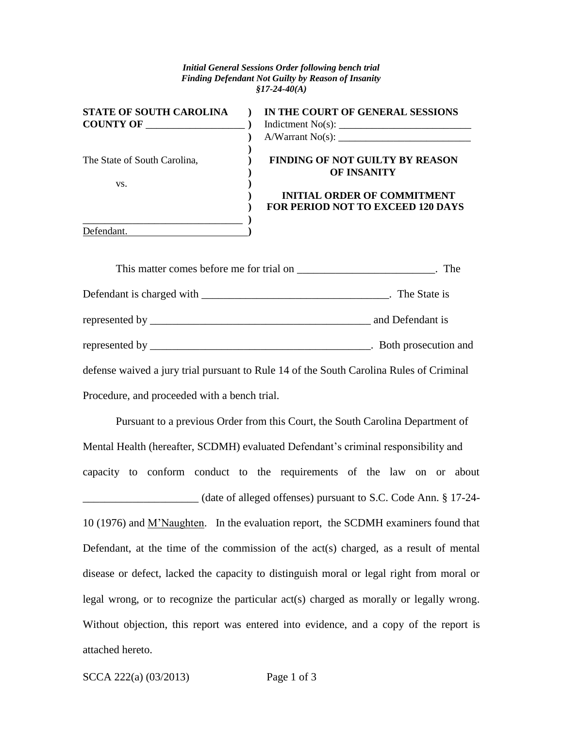***Initial General Sessions Order following bench trial***
***Finding Defendant Not Guilty by Reason of Insanity***
***§17-24-40(A)***

| | | |
|---|---|---|
| **STATE OF SOUTH CAROLINA** | **)** | **IN THE COURT OF GENERAL SESSIONS** |
| **COUNTY OF** ___________________ | **)** | Indictment No(s): __________________________ |
| | **)** | A/Warrant No(s): __________________________ |
| | **)** | |
| The State of South Carolina, | **)** | **FINDING OF NOT GUILTY BY REASON OF INSANITY** |
| | **)** | |
| vs. | **)** | |
| | **)** | **INITIAL ORDER OF COMMITMENT** |
| | **)** | **FOR PERIOD NOT TO EXCEED 120 DAYS** |
| ______________________________ | **)** | |
| Defendant. | **)** | |

This matter comes before me for trial on _________________________. The Defendant is charged with __________________________________. The State is represented by ________________________________________ and Defendant is represented by ________________________________________. Both prosecution and defense waived a jury trial pursuant to Rule 14 of the South Carolina Rules of Criminal Procedure, and proceeded with a bench trial.

Pursuant to a previous Order from this Court, the South Carolina Department of Mental Health (hereafter, SCDMH) evaluated Defendant's criminal responsibility and capacity to conform conduct to the requirements of the law on or about _____________________ (date of alleged offenses) pursuant to S.C. Code Ann. § 17-24-10 (1976) and M'Naughten. In the evaluation report, the SCDMH examiners found that Defendant, at the time of the commission of the act(s) charged, as a result of mental disease or defect, lacked the capacity to distinguish moral or legal right from moral or legal wrong, or to recognize the particular act(s) charged as morally or legally wrong. Without objection, this report was entered into evidence, and a copy of the report is attached hereto.

SCCA 222(a) (03/2013)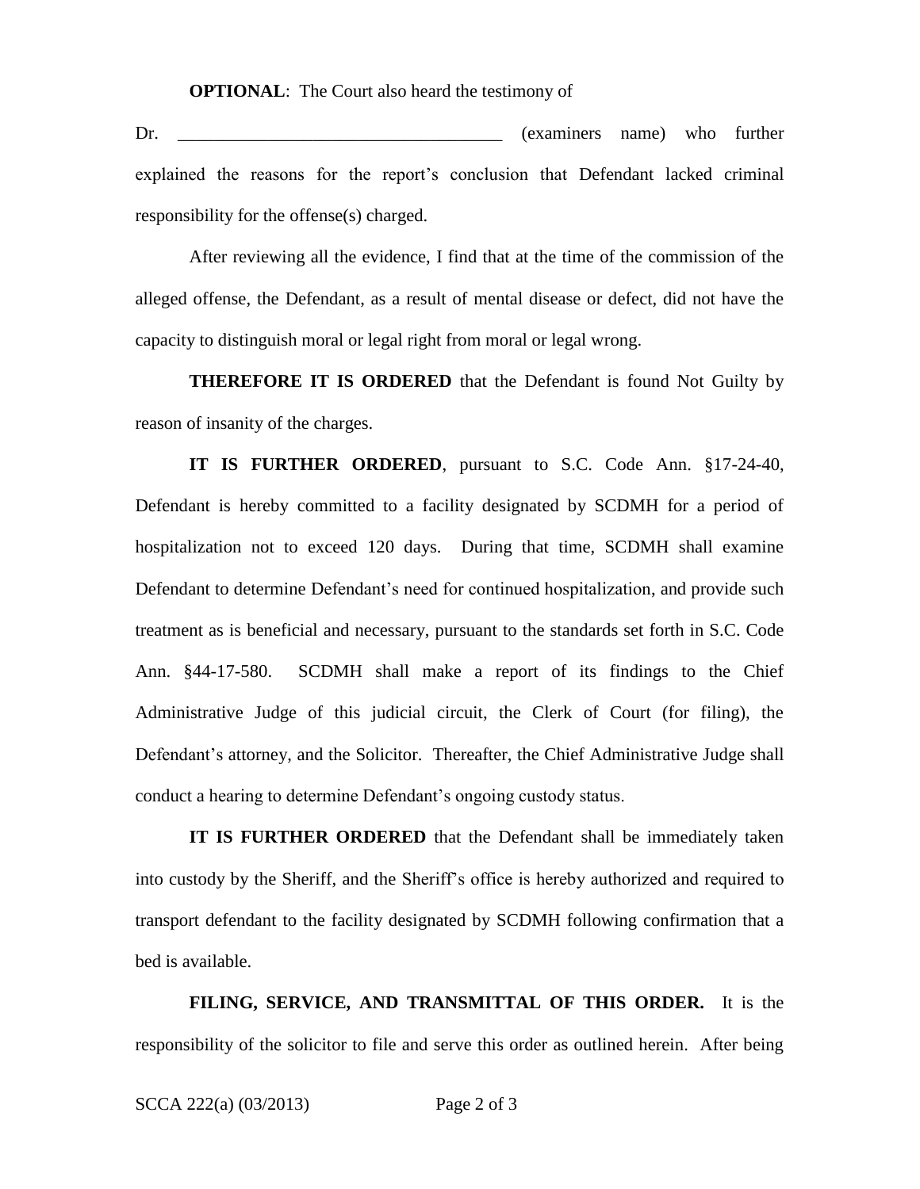**OPTIONAL**: The Court also heard the testimony of Dr. ____________________________________ (examiners name) who further explained the reasons for the report's conclusion that Defendant lacked criminal responsibility for the offense(s) charged.

After reviewing all the evidence, I find that at the time of the commission of the alleged offense, the Defendant, as a result of mental disease or defect, did not have the capacity to distinguish moral or legal right from moral or legal wrong.

**THEREFORE IT IS ORDERED** that the Defendant is found Not Guilty by reason of insanity of the charges.

**IT IS FURTHER ORDERED**, pursuant to S.C. Code Ann. §17-24-40, Defendant is hereby committed to a facility designated by SCDMH for a period of hospitalization not to exceed 120 days. During that time, SCDMH shall examine Defendant to determine Defendant's need for continued hospitalization, and provide such treatment as is beneficial and necessary, pursuant to the standards set forth in S.C. Code Ann. §44-17-580. SCDMH shall make a report of its findings to the Chief Administrative Judge of this judicial circuit, the Clerk of Court (for filing), the Defendant's attorney, and the Solicitor. Thereafter, the Chief Administrative Judge shall conduct a hearing to determine Defendant's ongoing custody status.

**IT IS FURTHER ORDERED** that the Defendant shall be immediately taken into custody by the Sheriff, and the Sheriff's office is hereby authorized and required to transport defendant to the facility designated by SCDMH following confirmation that a bed is available.

**FILING, SERVICE, AND TRANSMITTAL OF THIS ORDER.** It is the responsibility of the solicitor to file and serve this order as outlined herein. After being

SCCA 222(a) (03/2013)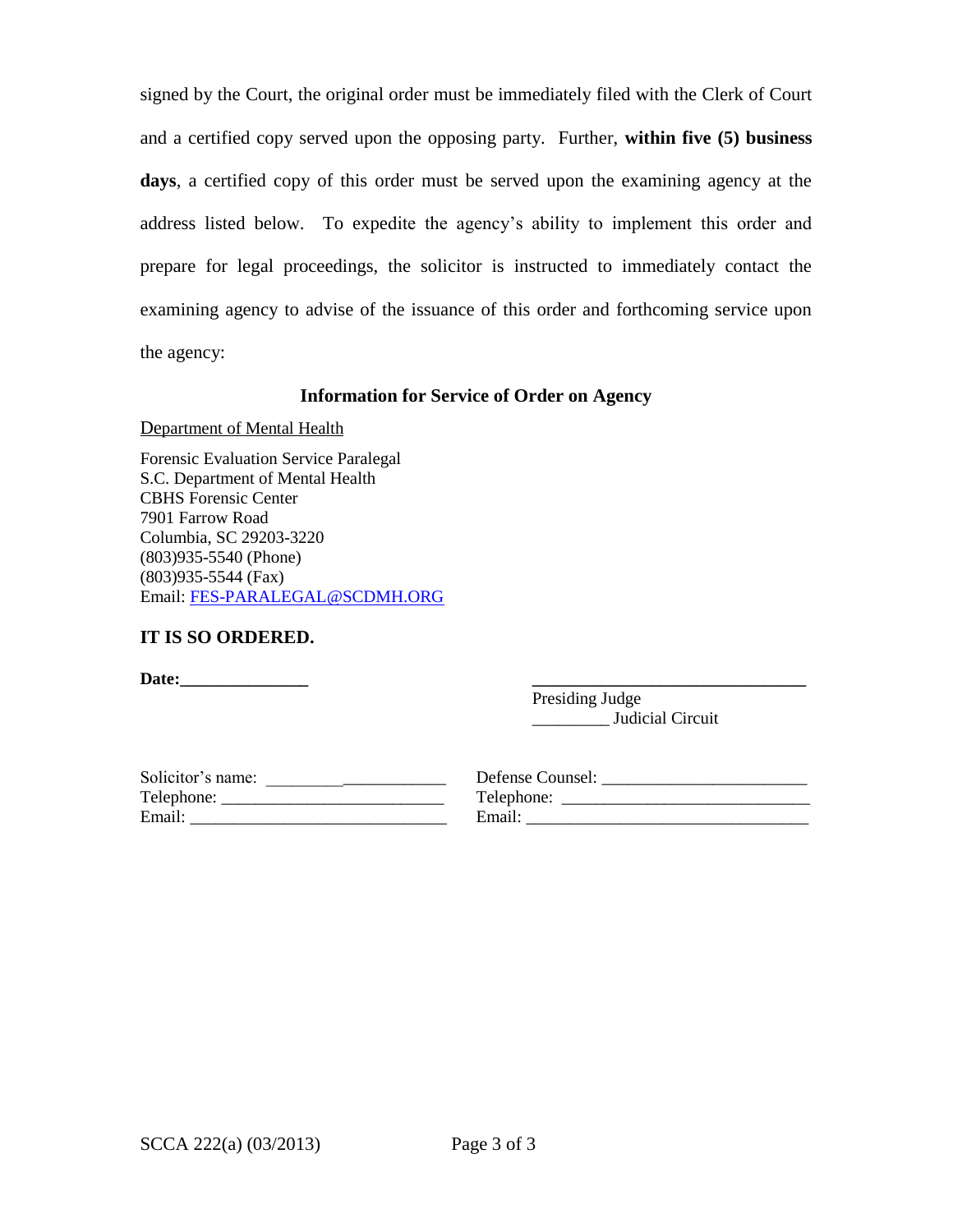signed by the Court, the original order must be immediately filed with the Clerk of Court and a certified copy served upon the opposing party. Further, **within five (5) business days**, a certified copy of this order must be served upon the examining agency at the address listed below. To expedite the agency's ability to implement this order and prepare for legal proceedings, the solicitor is instructed to immediately contact the examining agency to advise of the issuance of this order and forthcoming service upon the agency:

**Information for Service of Order on Agency**

Department of Mental Health

Forensic Evaluation Service Paralegal
S.C. Department of Mental Health
CBHS Forensic Center
7901 Farrow Road
Columbia, SC 29203-3220
(803)935-5540 (Phone)
(803)935-5544 (Fax)
Email: FES-PARALEGAL@SCDMH.ORG

**IT IS SO ORDERED.**

**Date:_______________**

________________________________
Presiding Judge
_________ Judicial Circuit

Solicitor's name: _____________________
Telephone: __________________________
Email: _____________________________

Defense Counsel: _______________________
Telephone: ____________________________
Email: ________________________________

SCCA 222(a) (03/2013)